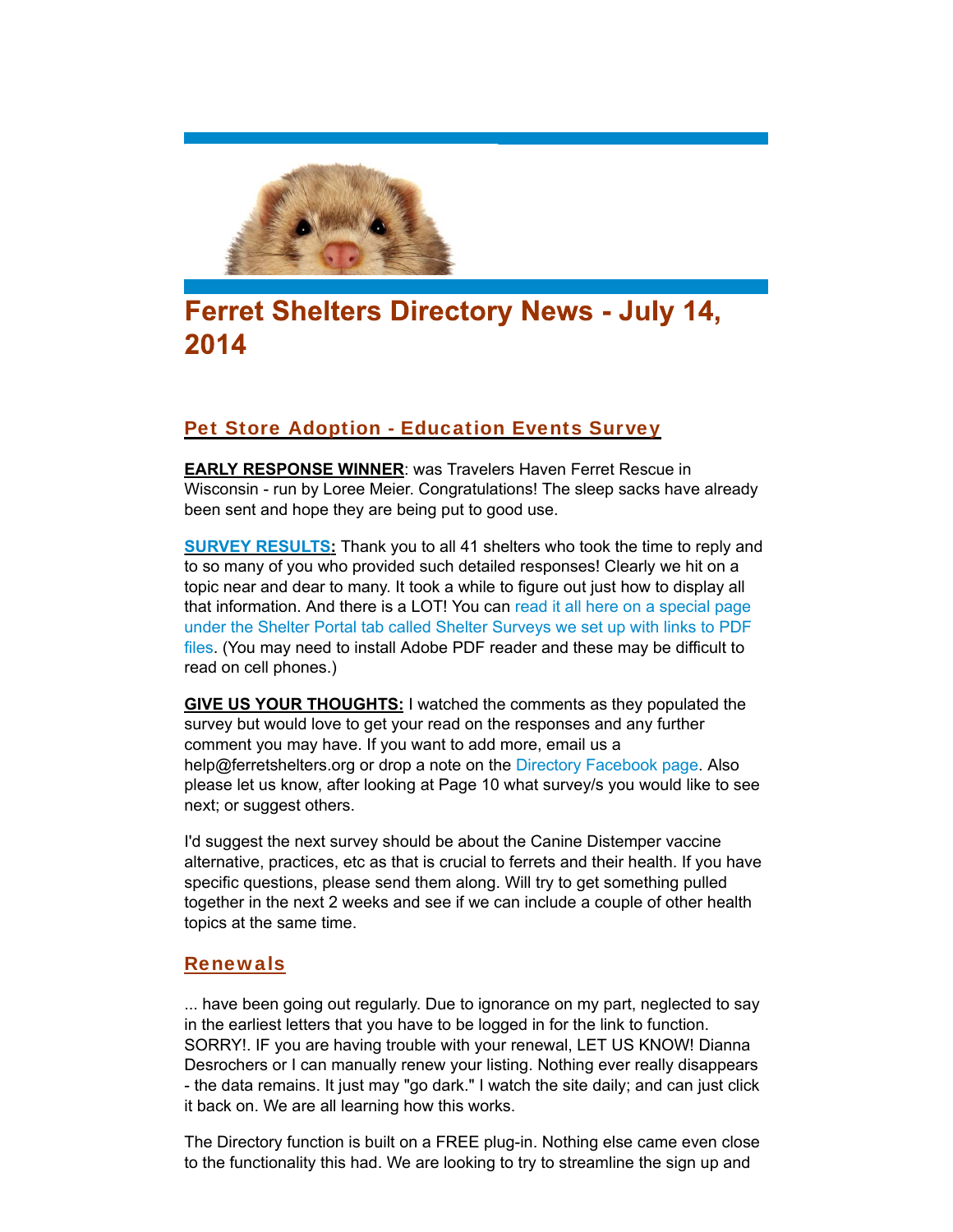# Ferret Shelters Directory News - July 14, 2014

## Pet Store Adoption - Education Events Survey

**EARLY RESPONSE WINNER**: was Travelers Haven Ferret Rescue in Wisconsin - run by Loree Meier. Congratulations! The sleep sacks have already been sent and hope they are being put to good use.

**SURVEY RESULTS:** Thank you to all 41 shelters who took the time to reply and to so many of you who provided such detailed responses! Clearly we hit on a topic near and dear to many. It took a while to figure out just how to display all that information. And there is a LOT! You can read it all here on a special page under the Shelter Portal tab called Shelter Surveys we set up with links to PDF files. (You may need to install Adobe PDF reader and these may be difficult to read on cell phones.)

**GIVE US YOUR THOUGHTS:** I watched the comments as they populated the survey but would love to get your read on the responses and any further comment you may have. If you want to add more, email us a help@ferretshelters.org or drop a note on the Directory Facebook page. Also please let us know, after looking at Page 10 what survey/s you would like to see next; or suggest others.

I'd suggest the next survey should be about the Canine Distemper vaccine alternative, practices, etc as that is crucial to ferrets and their health. If you have specific questions, please send them along. Will try to get something pulled together in the next 2 weeks and see if we can include a couple of other health topics at the same time.

## Renewals

... have been going out regularly. Due to ignorance on my part, neglected to say in the earliest letters that you have to be logged in for the link to function. SORRY!. IF you are having trouble with your renewal, LET US KNOW! Dianna Desrochers or I can manually renew your listing. Nothing ever really disappears - the data remains. It just may "go dark." I watch the site daily; and can just click it back on. We are all learning how this works.

The Directory function is built on a FREE plug-in. Nothing else came even close to the functionality this had. We are looking to try to streamline the sign up and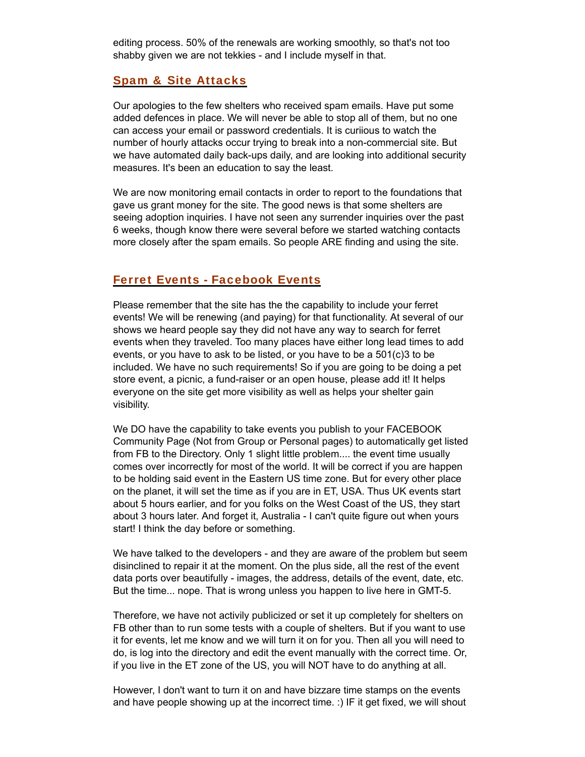editing process. 50% of the renewals are working smoothly, so that's not too shabby given we are not tekkies - and I include myself in that.

## Spam & Site Attacks

Our apologies to the few shelters who received spam emails. Have put some added defences in place. We will never be able to stop all of them, but no one can access your email or password credentials. It is curiious to watch the number of hourly attacks occur trying to break into a non-commercial site. But we have automated daily back-ups daily, and are looking into additional security measures. It's been an education to say the least.

We are now monitoring email contacts in order to report to the foundations that gave us grant money for the site. The good news is that some shelters are seeing adoption inquiries. I have not seen any surrender inquiries over the past 6 weeks, though know there were several before we started watching contacts more closely after the spam emails. So people ARE finding and using the site.

## Ferret Events - Facebook Events

Please remember that the site has the the capability to include your ferret events! We will be renewing (and paying) for that functionality. At several of our shows we heard people say they did not have any way to search for ferret events when they traveled. Too many places have either long lead times to add events, or you have to ask to be listed, or you have to be a 501(c)3 to be included. We have no such requirements! So if you are going to be doing a pet store event, a picnic, a fund-raiser or an open house, please add it! It helps everyone on the site get more visibility as well as helps your shelter gain visibility.

We DO have the capability to take events you publish to your FACEBOOK Community Page (Not from Group or Personal pages) to automatically get listed from FB to the Directory. Only 1 slight little problem.... the event time usually comes over incorrectly for most of the world. It will be correct if you are happen to be holding said event in the Eastern US time zone. But for every other place on the planet, it will set the time as if you are in ET, USA. Thus UK events start about 5 hours earlier, and for you folks on the West Coast of the US, they start about 3 hours later. And forget it, Australia - I can't quite figure out when yours start! I think the day before or something.

We have talked to the developers - and they are aware of the problem but seem disinclined to repair it at the moment. On the plus side, all the rest of the event data ports over beautifully - images, the address, details of the event, date, etc. But the time... nope. That is wrong unless you happen to live here in GMT-5.

Therefore, we have not activily publicized or set it up completely for shelters on FB other than to run some tests with a couple of shelters. But if you want to use it for events, let me know and we will turn it on for you. Then all you will need to do, is log into the directory and edit the event manually with the correct time. Or, if you live in the ET zone of the US, you will NOT have to do anything at all.

However, I don't want to turn it on and have bizzare time stamps on the events and have people showing up at the incorrect time. :) IF it get fixed, we will shout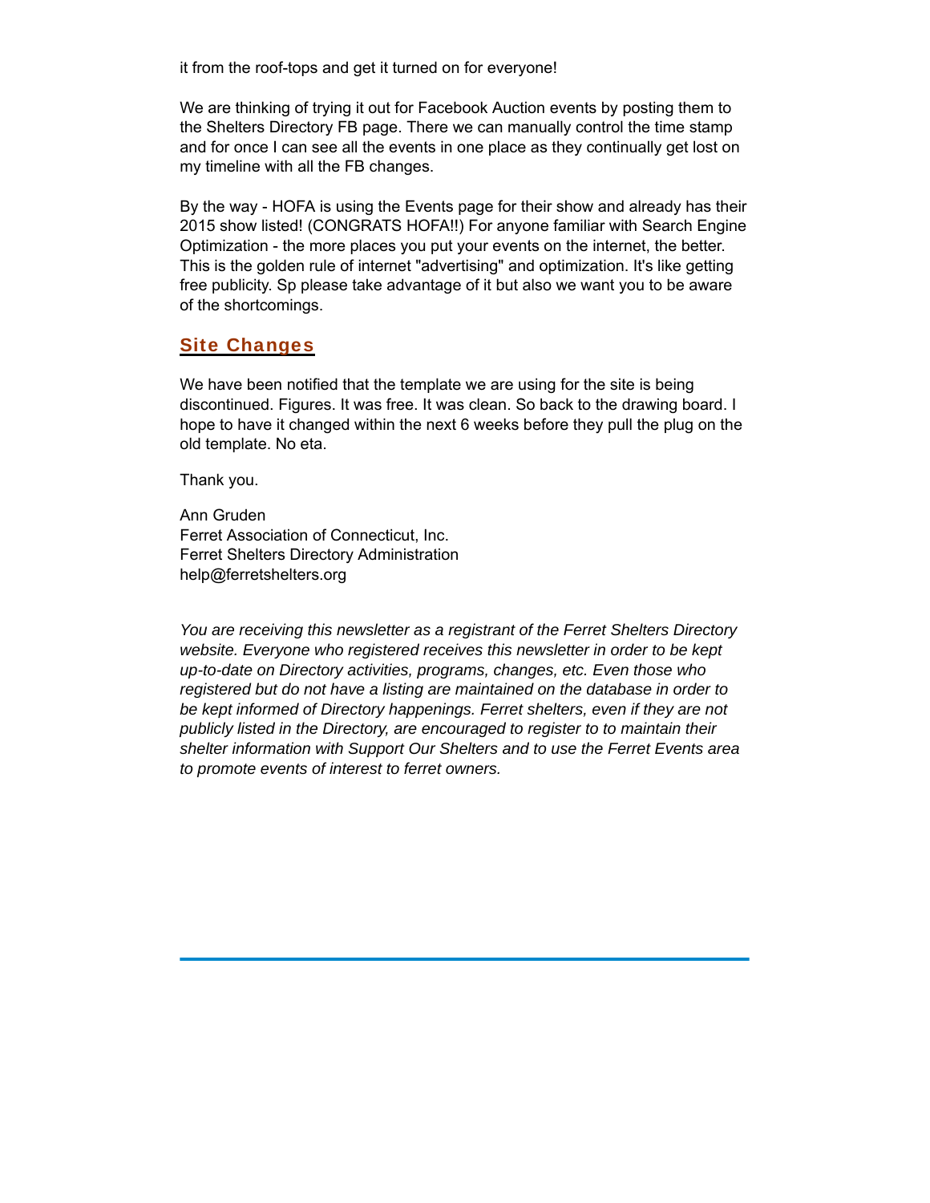it from the roof-tops and get it turned on for everyone!

We are thinking of trying it out for Facebook Auction events by posting them to the Shelters Directory FB page. There we can manually control the time stamp and for once I can see all the events in one place as they continually get lost on my timeline with all the FB changes.

By the way - HOFA is using the Events page for their show and already has their 2015 show listed! (CONGRATS HOFA!!) For anyone familiar with Search Engine Optimization - the more places you put your events on the internet, the better. This is the golden rule of internet "advertising" and optimization. It's like getting free publicity. Sp please take advantage of it but also we want you to be aware of the shortcomings.

## Site Changes

We have been notified that the template we are using for the site is being discontinued. Figures. It was free. It was clean. So back to the drawing board. I hope to have it changed within the next 6 weeks before they pull the plug on the old template. No eta.

Thank you.

Ann Gruden
Ferret Association of Connecticut, Inc.
Ferret Shelters Directory Administration
help@ferretshelters.org

*You are receiving this newsletter as a registrant of the Ferret Shelters Directory website. Everyone who registered receives this newsletter in order to be kept up-to-date on Directory activities, programs, changes, etc. Even those who registered but do not have a listing are maintained on the database in order to be kept informed of Directory happenings. Ferret shelters, even if they are not publicly listed in the Directory, are encouraged to register to to maintain their shelter information with Support Our Shelters and to use the Ferret Events area to promote events of interest to ferret owners.*